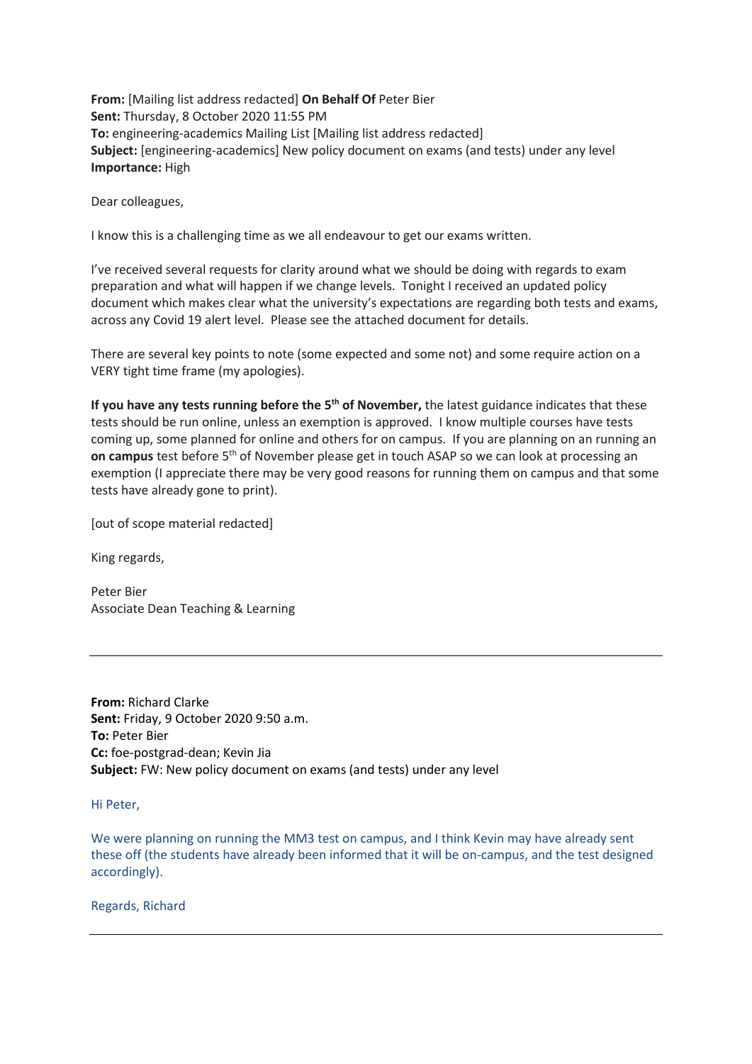**From:** [Mailing list address redacted] **On Behalf Of** Peter Bier
**Sent:** Thursday, 8 October 2020 11:55 PM
**To:** engineering-academics Mailing List [Mailing list address redacted]
**Subject:** [engineering-academics] New policy document on exams (and tests) under any level
**Importance:** High

Dear colleagues,

I know this is a challenging time as we all endeavour to get our exams written.

I've received several requests for clarity around what we should be doing with regards to exam preparation and what will happen if we change levels. Tonight I received an updated policy document which makes clear what the university's expectations are regarding both tests and exams, across any Covid 19 alert level. Please see the attached document for details.

There are several key points to note (some expected and some not) and some require action on a VERY tight time frame (my apologies).

**If you have any tests running before the 5th of November,** the latest guidance indicates that these tests should be run online, unless an exemption is approved. I know multiple courses have tests coming up, some planned for online and others for on campus. If you are planning on an running an **on campus** test before 5th of November please get in touch ASAP so we can look at processing an exemption (I appreciate there may be very good reasons for running them on campus and that some tests have already gone to print).

[out of scope material redacted]

King regards,

Peter Bier
Associate Dean Teaching & Learning

---

**From:** Richard Clarke
**Sent:** Friday, 9 October 2020 9:50 a.m.
**To:** Peter Bier
**Cc:** foe-postgrad-dean; Kevin Jia
**Subject:** FW: New policy document on exams (and tests) under any level

Hi Peter,

We were planning on running the MM3 test on campus, and I think Kevin may have already sent these off (the students have already been informed that it will be on-campus, and the test designed accordingly).

Regards, Richard

---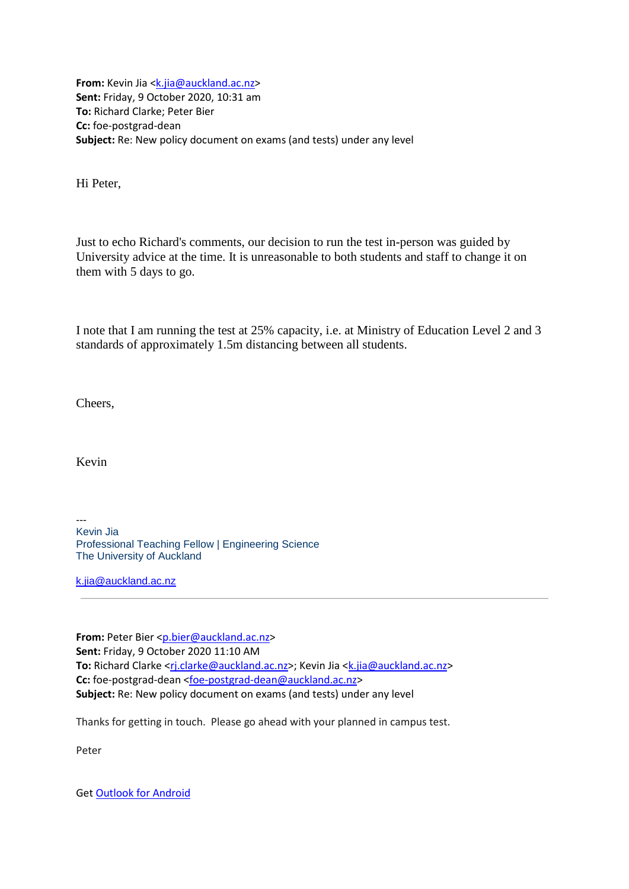**From:** Kevin Jia <k.jia@auckland.ac.nz>
**Sent:** Friday, 9 October 2020, 10:31 am
**To:** Richard Clarke; Peter Bier
**Cc:** foe-postgrad-dean
**Subject:** Re: New policy document on exams (and tests) under any level

Hi Peter,

Just to echo Richard's comments, our decision to run the test in-person was guided by University advice at the time. It is unreasonable to both students and staff to change it on them with 5 days to go.

I note that I am running the test at 25% capacity, i.e. at Ministry of Education Level 2 and 3 standards of approximately 1.5m distancing between all students.

Cheers,

Kevin

---
Kevin Jia
Professional Teaching Fellow | Engineering Science
The University of Auckland

k.jia@auckland.ac.nz

---

**From:** Peter Bier <p.bier@auckland.ac.nz>
**Sent:** Friday, 9 October 2020 11:10 AM
**To:** Richard Clarke <rj.clarke@auckland.ac.nz>; Kevin Jia <k.jia@auckland.ac.nz>
**Cc:** foe-postgrad-dean <foe-postgrad-dean@auckland.ac.nz>
**Subject:** Re: New policy document on exams (and tests) under any level

Thanks for getting in touch. Please go ahead with your planned in campus test.

Peter

Get Outlook for Android